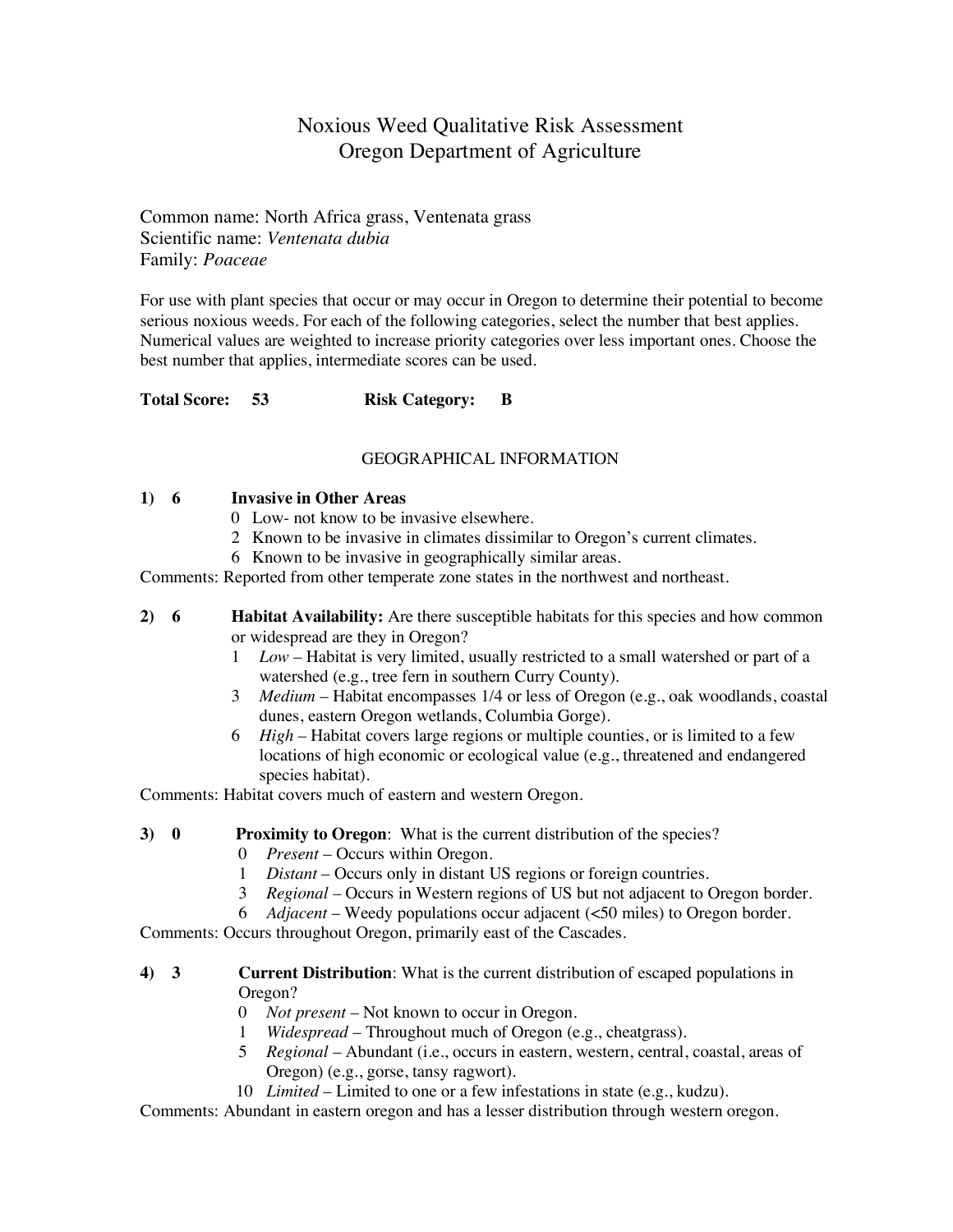# Noxious Weed Qualitative Risk Assessment
# Oregon Department of Agriculture

Common name: North Africa grass, Ventenata grass
Scientific name: *Ventenata dubia*
Family: *Poaceae*

For use with plant species that occur or may occur in Oregon to determine their potential to become serious noxious weeds. For each of the following categories, select the number that best applies. Numerical values are weighted to increase priority categories over less important ones. Choose the best number that applies, intermediate scores can be used.

**Total Score: 53 Risk Category: B**

## GEOGRAPHICAL INFORMATION

**1) 6 Invasive in Other Areas**

- 0 Low- not know to be invasive elsewhere.
- 2 Known to be invasive in climates dissimilar to Oregon's current climates.
- 6 Known to be invasive in geographically similar areas.

Comments: Reported from other temperate zone states in the northwest and northeast.

**2) 6 Habitat Availability:** Are there susceptible habitats for this species and how common or widespread are they in Oregon?

- 1 *Low* – Habitat is very limited, usually restricted to a small watershed or part of a watershed (e.g., tree fern in southern Curry County).
- 3 *Medium* – Habitat encompasses 1/4 or less of Oregon (e.g., oak woodlands, coastal dunes, eastern Oregon wetlands, Columbia Gorge).
- 6 *High* – Habitat covers large regions or multiple counties, or is limited to a few locations of high economic or ecological value (e.g., threatened and endangered species habitat).

Comments: Habitat covers much of eastern and western Oregon.

**3) 0 Proximity to Oregon**: What is the current distribution of the species?

- 0 *Present* – Occurs within Oregon.
- 1 *Distant* – Occurs only in distant US regions or foreign countries.
- 3 *Regional* – Occurs in Western regions of US but not adjacent to Oregon border.
- 6 *Adjacent* – Weedy populations occur adjacent (<50 miles) to Oregon border.

Comments: Occurs throughout Oregon, primarily east of the Cascades.

**4) 3 Current Distribution**: What is the current distribution of escaped populations in Oregon?

- 0 *Not present* – Not known to occur in Oregon.
- 1 *Widespread* – Throughout much of Oregon (e.g., cheatgrass).
- 5 *Regional* – Abundant (i.e., occurs in eastern, western, central, coastal, areas of Oregon) (e.g., gorse, tansy ragwort).
- 10 *Limited* – Limited to one or a few infestations in state (e.g., kudzu).

Comments: Abundant in eastern oregon and has a lesser distribution through western oregon.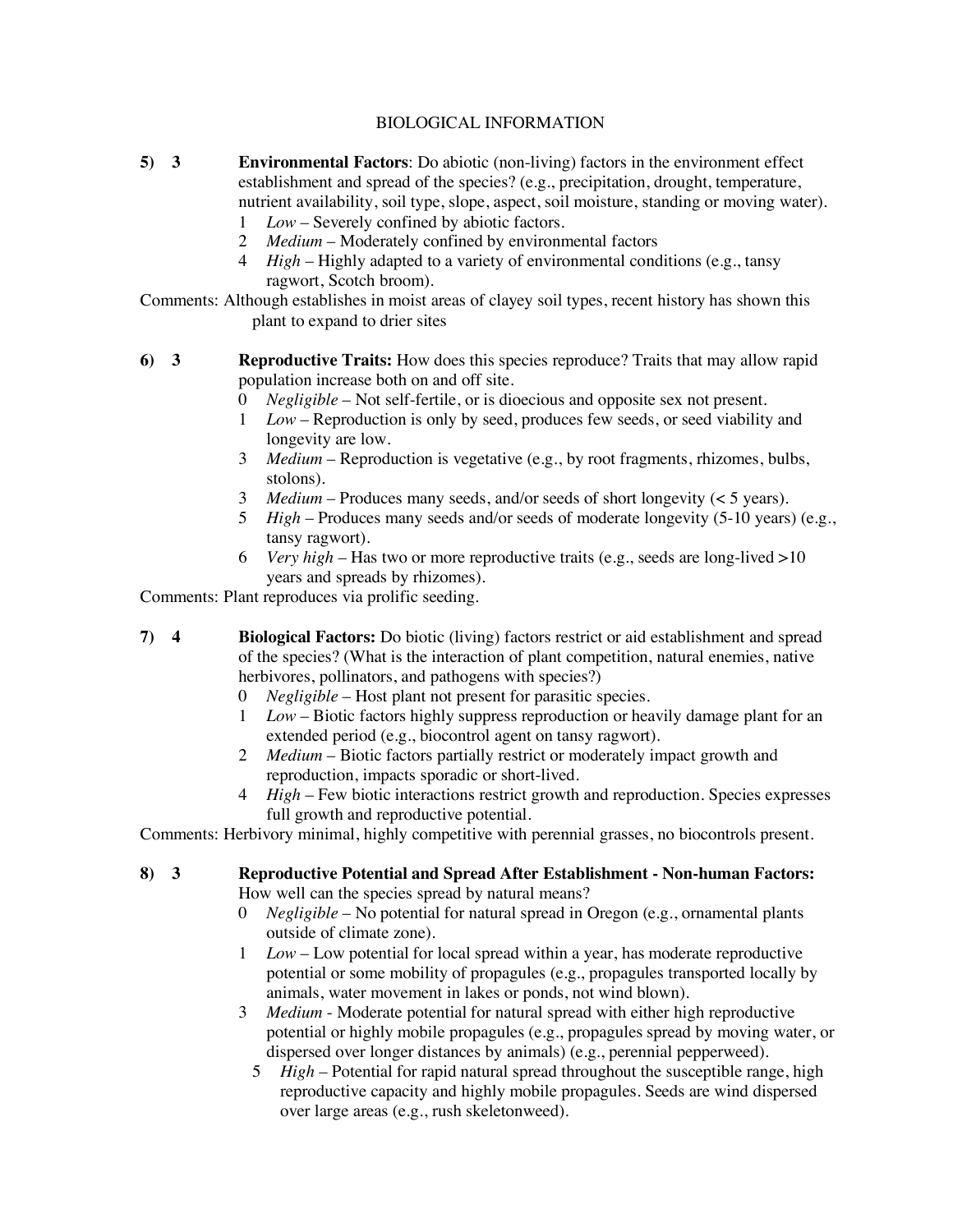BIOLOGICAL INFORMATION

**5) 3** **Environmental Factors**: Do abiotic (non-living) factors in the environment effect establishment and spread of the species? (e.g., precipitation, drought, temperature, nutrient availability, soil type, slope, aspect, soil moisture, standing or moving water).

- 1 *Low* – Severely confined by abiotic factors.
- 2 *Medium* – Moderately confined by environmental factors
- 4 *High* – Highly adapted to a variety of environmental conditions (e.g., tansy ragwort, Scotch broom).

Comments: Although establishes in moist areas of clayey soil types, recent history has shown this plant to expand to drier sites

**6) 3** **Reproductive Traits:** How does this species reproduce? Traits that may allow rapid population increase both on and off site.

- 0 *Negligible* – Not self-fertile, or is dioecious and opposite sex not present.
- 1 *Low* – Reproduction is only by seed, produces few seeds, or seed viability and longevity are low.
- 3 *Medium* – Reproduction is vegetative (e.g., by root fragments, rhizomes, bulbs, stolons).
- 3 *Medium* – Produces many seeds, and/or seeds of short longevity (< 5 years).
- 5 *High* – Produces many seeds and/or seeds of moderate longevity (5-10 years) (e.g., tansy ragwort).
- 6 *Very high* – Has two or more reproductive traits (e.g., seeds are long-lived >10 years and spreads by rhizomes).

Comments: Plant reproduces via prolific seeding.

**7) 4** **Biological Factors:** Do biotic (living) factors restrict or aid establishment and spread of the species? (What is the interaction of plant competition, natural enemies, native herbivores, pollinators, and pathogens with species?)

- 0 *Negligible* – Host plant not present for parasitic species.
- 1 *Low* – Biotic factors highly suppress reproduction or heavily damage plant for an extended period (e.g., biocontrol agent on tansy ragwort).
- 2 *Medium* – Biotic factors partially restrict or moderately impact growth and reproduction, impacts sporadic or short-lived.
- 4 *High* – Few biotic interactions restrict growth and reproduction. Species expresses full growth and reproductive potential.

Comments: Herbivory minimal, highly competitive with perennial grasses, no biocontrols present.

**8) 3** **Reproductive Potential and Spread After Establishment - Non-human Factors:** How well can the species spread by natural means?

- 0 *Negligible* – No potential for natural spread in Oregon (e.g., ornamental plants outside of climate zone).
- 1 *Low* – Low potential for local spread within a year, has moderate reproductive potential or some mobility of propagules (e.g., propagules transported locally by animals, water movement in lakes or ponds, not wind blown).
- 3 *Medium* - Moderate potential for natural spread with either high reproductive potential or highly mobile propagules (e.g., propagules spread by moving water, or dispersed over longer distances by animals) (e.g., perennial pepperweed).
- 5 *High* – Potential for rapid natural spread throughout the susceptible range, high reproductive capacity and highly mobile propagules. Seeds are wind dispersed over large areas (e.g., rush skeletonweed).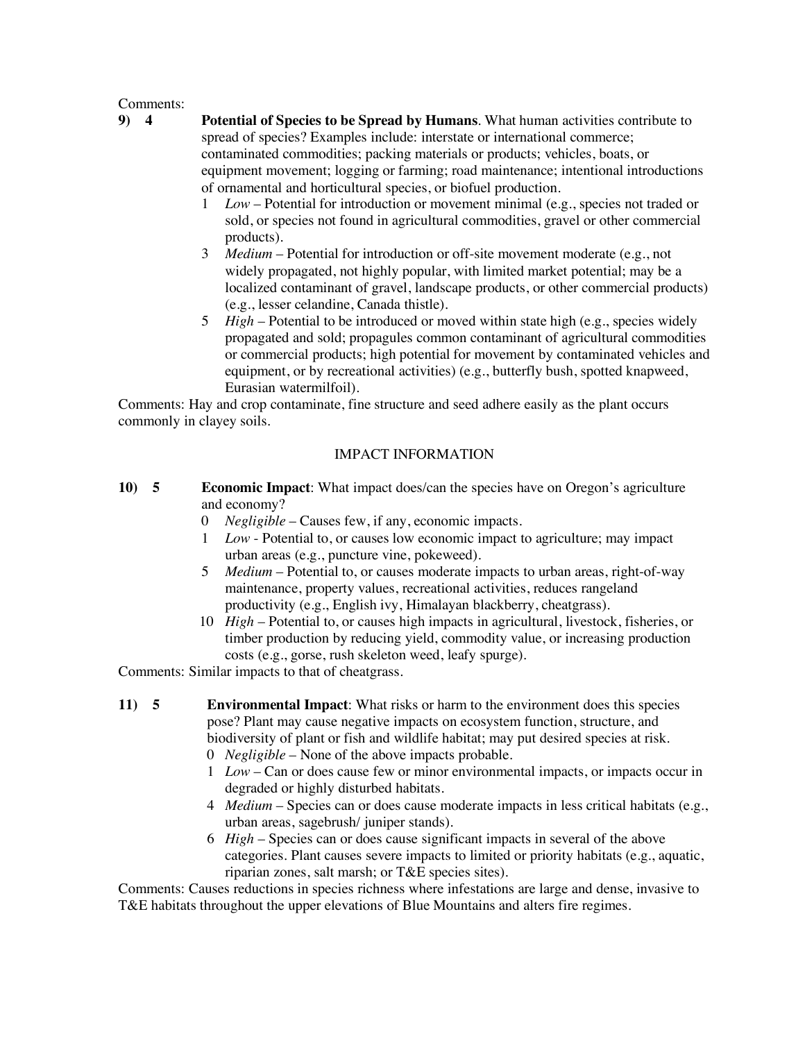Comments:

**9) 4** **Potential of Species to be Spread by Humans**. What human activities contribute to spread of species? Examples include: interstate or international commerce; contaminated commodities; packing materials or products; vehicles, boats, or equipment movement; logging or farming; road maintenance; intentional introductions of ornamental and horticultural species, or biofuel production.

- 1 *Low* – Potential for introduction or movement minimal (e.g., species not traded or sold, or species not found in agricultural commodities, gravel or other commercial products).
- 3 *Medium* – Potential for introduction or off-site movement moderate (e.g., not widely propagated, not highly popular, with limited market potential; may be a localized contaminant of gravel, landscape products, or other commercial products) (e.g., lesser celandine, Canada thistle).
- 5 *High* – Potential to be introduced or moved within state high (e.g., species widely propagated and sold; propagules common contaminant of agricultural commodities or commercial products; high potential for movement by contaminated vehicles and equipment, or by recreational activities) (e.g., butterfly bush, spotted knapweed, Eurasian watermilfoil).

Comments: Hay and crop contaminate, fine structure and seed adhere easily as the plant occurs commonly in clayey soils.

## IMPACT INFORMATION

**10) 5** **Economic Impact**: What impact does/can the species have on Oregon's agriculture and economy?

- 0 *Negligible* – Causes few, if any, economic impacts.
- 1 *Low* - Potential to, or causes low economic impact to agriculture; may impact urban areas (e.g., puncture vine, pokeweed).
- 5 *Medium* – Potential to, or causes moderate impacts to urban areas, right-of-way maintenance, property values, recreational activities, reduces rangeland productivity (e.g., English ivy, Himalayan blackberry, cheatgrass).
- 10 *High* – Potential to, or causes high impacts in agricultural, livestock, fisheries, or timber production by reducing yield, commodity value, or increasing production costs (e.g., gorse, rush skeleton weed, leafy spurge).

Comments: Similar impacts to that of cheatgrass.

**11) 5** **Environmental Impact**: What risks or harm to the environment does this species pose? Plant may cause negative impacts on ecosystem function, structure, and biodiversity of plant or fish and wildlife habitat; may put desired species at risk.

- 0 *Negligible* – None of the above impacts probable.
- 1 *Low* – Can or does cause few or minor environmental impacts, or impacts occur in degraded or highly disturbed habitats.
- 4 *Medium* – Species can or does cause moderate impacts in less critical habitats (e.g., urban areas, sagebrush/ juniper stands).
- 6 *High* – Species can or does cause significant impacts in several of the above categories. Plant causes severe impacts to limited or priority habitats (e.g., aquatic, riparian zones, salt marsh; or T&E species sites).

Comments: Causes reductions in species richness where infestations are large and dense, invasive to T&E habitats throughout the upper elevations of Blue Mountains and alters fire regimes.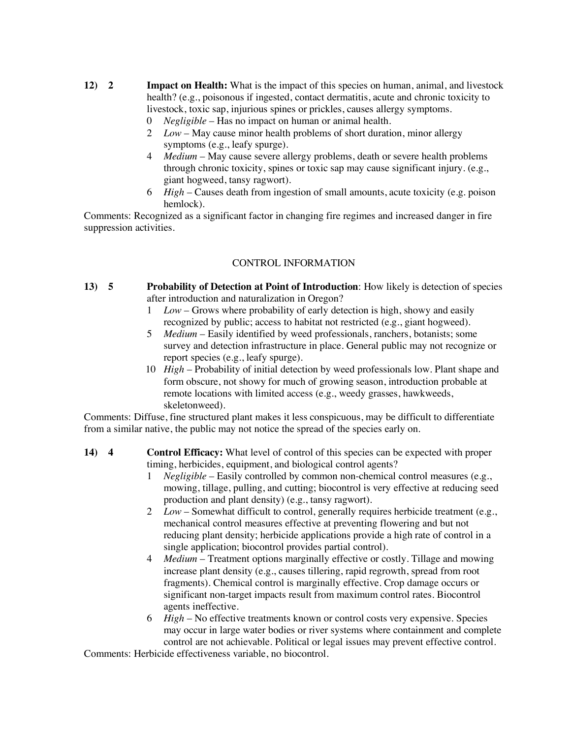**12) 2** **Impact on Health:** What is the impact of this species on human, animal, and livestock health? (e.g., poisonous if ingested, contact dermatitis, acute and chronic toxicity to livestock, toxic sap, injurious spines or prickles, causes allergy symptoms.

- 0 *Negligible* – Has no impact on human or animal health.
- 2 *Low* – May cause minor health problems of short duration, minor allergy symptoms (e.g., leafy spurge).
- 4 *Medium* – May cause severe allergy problems, death or severe health problems through chronic toxicity, spines or toxic sap may cause significant injury. (e.g., giant hogweed, tansy ragwort).
- 6 *High* – Causes death from ingestion of small amounts, acute toxicity (e.g. poison hemlock).

Comments: Recognized as a significant factor in changing fire regimes and increased danger in fire suppression activities.

## CONTROL INFORMATION

**13) 5** **Probability of Detection at Point of Introduction**: How likely is detection of species after introduction and naturalization in Oregon?

- 1 *Low* – Grows where probability of early detection is high, showy and easily recognized by public; access to habitat not restricted (e.g., giant hogweed).
- 5 *Medium* – Easily identified by weed professionals, ranchers, botanists; some survey and detection infrastructure in place. General public may not recognize or report species (e.g., leafy spurge).
- 10 *High* – Probability of initial detection by weed professionals low. Plant shape and form obscure, not showy for much of growing season, introduction probable at remote locations with limited access (e.g., weedy grasses, hawkweeds, skeletonweed).

Comments: Diffuse, fine structured plant makes it less conspicuous, may be difficult to differentiate from a similar native, the public may not notice the spread of the species early on.

**14) 4** **Control Efficacy:** What level of control of this species can be expected with proper timing, herbicides, equipment, and biological control agents?

- 1 *Negligible* – Easily controlled by common non-chemical control measures (e.g., mowing, tillage, pulling, and cutting; biocontrol is very effective at reducing seed production and plant density) (e.g., tansy ragwort).
- 2 *Low* – Somewhat difficult to control, generally requires herbicide treatment (e.g., mechanical control measures effective at preventing flowering and but not reducing plant density; herbicide applications provide a high rate of control in a single application; biocontrol provides partial control).
- 4 *Medium* – Treatment options marginally effective or costly. Tillage and mowing increase plant density (e.g., causes tillering, rapid regrowth, spread from root fragments). Chemical control is marginally effective. Crop damage occurs or significant non-target impacts result from maximum control rates. Biocontrol agents ineffective.
- 6 *High* – No effective treatments known or control costs very expensive. Species may occur in large water bodies or river systems where containment and complete control are not achievable. Political or legal issues may prevent effective control.

Comments: Herbicide effectiveness variable, no biocontrol.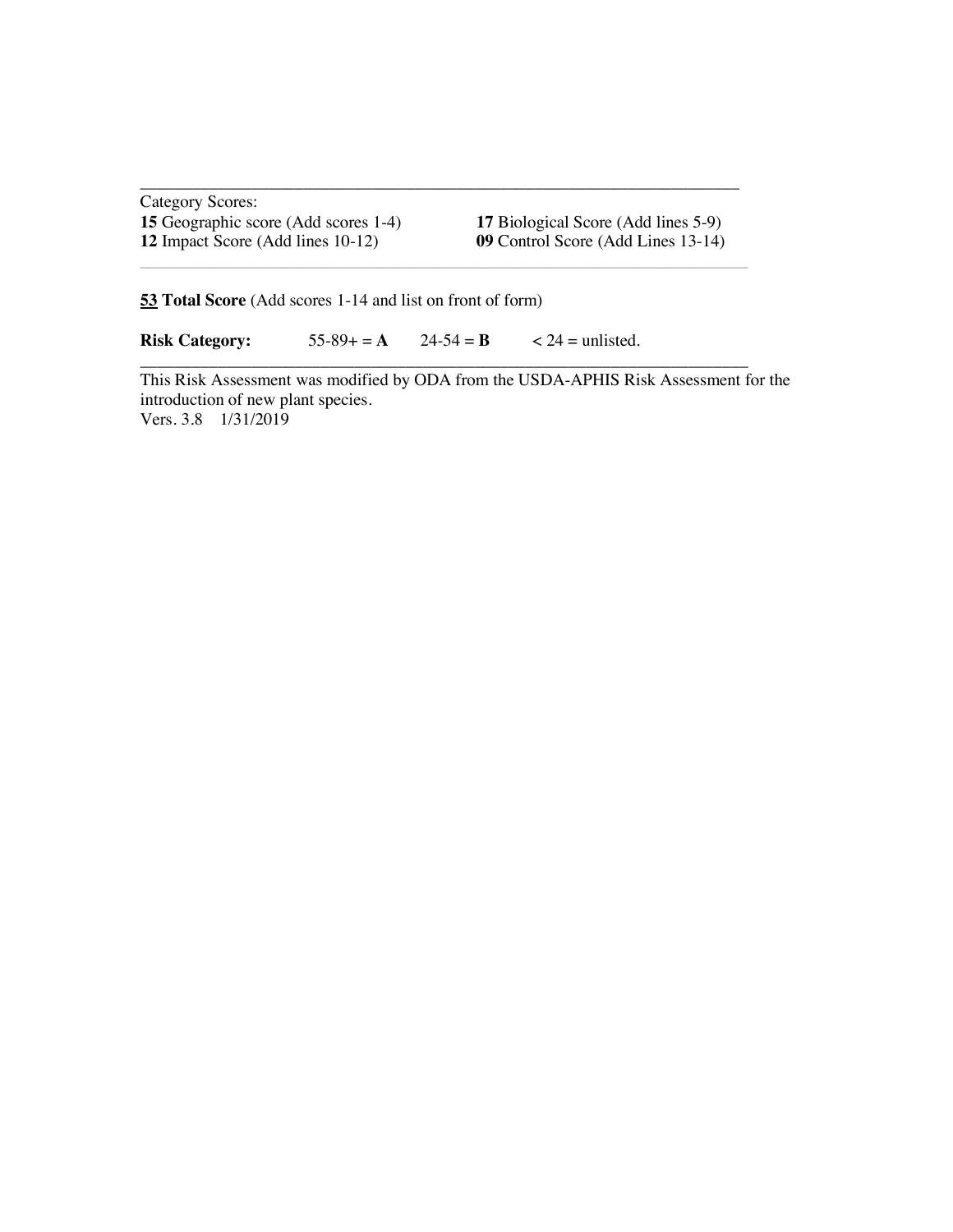---

Category Scores:

**15** Geographic score (Add scores 1-4)

**17** Biological Score (Add lines 5-9)

**12** Impact Score (Add lines 10-12)

**09** Control Score (Add Lines 13-14)

---

**53** **Total Score** (Add scores 1-14 and list on front of form)

**Risk Category:** 55-89+ = **A** 24-54 = **B** < 24 = unlisted.

---

This Risk Assessment was modified by ODA from the USDA-APHIS Risk Assessment for the introduction of new plant species.

Vers. 3.8 1/31/2019